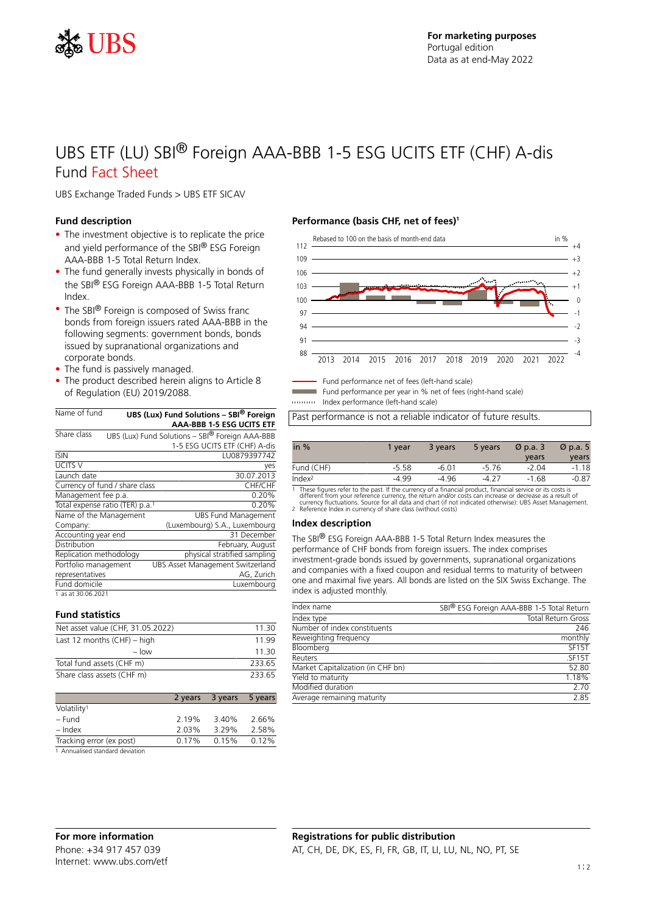For marketing purposes
Portugal edition
Data as at end-May 2022

# UBS ETF (LU) SBI® Foreign AAA-BBB 1-5 ESG UCITS ETF (CHF) A-dis

## Fund Fact Sheet

UBS Exchange Traded Funds > UBS ETF SICAV

### Fund description

- The investment objective is to replicate the price and yield performance of the SBI® ESG Foreign AAA-BBB 1-5 Total Return Index.
- The fund generally invests physically in bonds of the SBI® ESG Foreign AAA-BBB 1-5 Total Return Index.
- The SBI® Foreign is composed of Swiss franc bonds from foreign issuers rated AAA-BBB in the following segments: government bonds, bonds issued by supranational organizations and corporate bonds.
- The fund is passively managed.
- The product described herein aligns to Article 8 of Regulation (EU) 2019/2088.

| Name of fund | UBS (Lux) Fund Solutions – SBI® Foreign AAA-BBB 1-5 ESG UCITS ETF |
|---|---|
| Share class | UBS (Lux) Fund Solutions – SBI® Foreign AAA-BBB 1-5 ESG UCITS ETF (CHF) A-dis |
| ISIN | LU0879397742 |
| UCITS V | yes |
| Launch date | 30.07.2013 |
| Currency of fund / share class | CHF/CHF |
| Management fee p.a. | 0.20% |
| Total expense ratio (TER) p.a.[1] | 0.20% |
| Name of the Management Company: | UBS Fund Management (Luxembourg) S.A., Luxembourg |
| Accounting year end | 31 December |
| Distribution | February, August |
| Replication methodology | physical stratified sampling |
| Portfolio management representatives | UBS Asset Management Switzerland AG, Zurich |
| Fund domicile | Luxembourg |

1 as at 30.06.2021

### Fund statistics

| Net asset value (CHF, 31.05.2022) | 11.30 |
|---|---|
| Last 12 months (CHF) – high | 11.99 |
| – low | 11.30 |
| Total fund assets (CHF m) | 233.65 |
| Share class assets (CHF m) | 233.65 |

| | 2 years | 3 years | 5 years |
|---|---|---|---|
| Volatility[1] | | | |
| – Fund | 2.19% | 3.40% | 2.66% |
| – Index | 2.03% | 3.29% | 2.58% |
| Tracking error (ex post) | 0.17% | 0.15% | 0.12% |

1 Annualised standard deviation

### Performance (basis CHF, net of fees)[1]

Rebased to 100 on the basis of month-end data

- Fund performance net of fees (left-hand scale)
- Fund performance per year in % net of fees (right-hand scale)
- Index performance (left-hand scale)

Past performance is not a reliable indicator of future results.

| in % | 1 year | 3 years | 5 years | Ø p.a. 3 years | Ø p.a. 5 years |
|---|---|---|---|---|---|
| Fund (CHF) | -5.58 | -6.01 | -5.76 | -2.04 | -1.18 |
| Index[2] | -4.99 | -4.96 | -4.27 | -1.68 | -0.87 |

1 These figures refer to the past. If the currency of a financial product, financial service or its costs is different from your reference currency, the return and/or costs can increase or decrease as a result of currency fluctuations. Source for all data and chart (if not indicated otherwise): UBS Asset Management.
2 Reference Index in currency of share class (without costs)

### Index description

The SBI® ESG Foreign AAA-BBB 1-5 Total Return Index measures the performance of CHF bonds from foreign issuers. The index comprises investment-grade bonds issued by governments, supranational organizations and companies with a fixed coupon and residual terms to maturity of between one and maximal five years. All bonds are listed on the SIX Swiss Exchange. The index is adjusted monthly.

| Index name | SBI® ESG Foreign AAA-BBB 1-5 Total Return |
|---|---|
| Index type | Total Return Gross |
| Number of index constituents | 246 |
| Reweighting frequency | monthly |
| Bloomberg | SF15T |
| Reuters | .SF15T |
| Market Capitalization (in CHF bn) | 52.80 |
| Yield to maturity | 1.18% |
| Modified duration | 2.70 |
| Average remaining maturity | 2.85 |

### For more information

Phone: +34 917 457 039
Internet: www.ubs.com/etf

### Registrations for public distribution

AT, CH, DE, DK, ES, FI, FR, GB, IT, LI, LU, NL, NO, PT, SE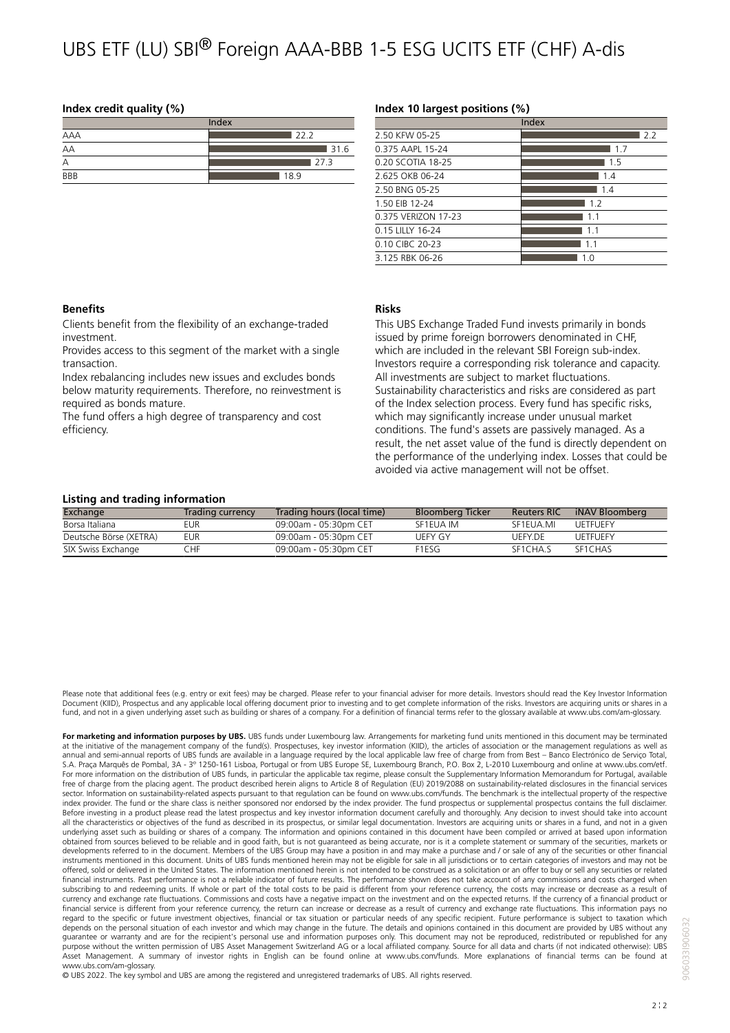### Index credit quality (%)

Index

AAA 22.2

AA 31.6

A 27.3

BBB 18.9

### Index 10 largest positions (%)

Index

2.50 KFW 05-25 2.2

0.375 AAPL 15-24 1.7

0.20 SCOTIA 18-25 1.5

2.625 OKB 06-24 1.4

2.50 BNG 05-25 1.4

1.50 EIB 12-24 1.2

0.375 VERIZON 17-23 1.1

0.15 LILLY 16-24 1.1

0.10 CIBC 20-23 1.1

3.125 RBK 06-26 1.0

### Benefits

Clients benefit from the flexibility of an exchange-traded investment.

Provides access to this segment of the market with a single transaction.

Index rebalancing includes new issues and excludes bonds below maturity requirements. Therefore, no reinvestment is required as bonds mature.

The fund offers a high degree of transparency and cost efficiency.

### Risks

This UBS Exchange Traded Fund invests primarily in bonds issued by prime foreign borrowers denominated in CHF, which are included in the relevant SBI Foreign sub-index. Investors require a corresponding risk tolerance and capacity. All investments are subject to market fluctuations. Sustainability characteristics and risks are considered as part of the Index selection process. Every fund has specific risks, which may significantly increase under unusual market conditions. The fund's assets are passively managed. As a result, the net asset value of the fund is directly dependent on the performance of the underlying index. Losses that could be avoided via active management will not be offset.

### Listing and trading information

| Exchange | Trading currency | Trading hours (local time) | Bloomberg Ticker | Reuters RIC | iNAV Bloomberg |
|---|---|---|---|---|---|
| Borsa Italiana | EUR | 09:00am - 05:30pm CET | SF1EUA IM | SF1EUA.MI | UETFUEFY |
| Deutsche Börse (XETRA) | EUR | 09:00am - 05:30pm CET | UEFY GY | UEFY.DE | UETFUEFY |
| SIX Swiss Exchange | CHF | 09:00am - 05:30pm CET | F1ESG | SF1CHA.S | SF1CHAS |

Please note that additional fees (e.g. entry or exit fees) may be charged. Please refer to your financial adviser for more details. Investors should read the Key Investor Information Document (KIID), Prospectus and any applicable local offering document prior to investing and to get complete information of the risks. Investors are acquiring units or shares in a fund, and not in a given underlying asset such as building or shares of a company. For a definition of financial terms refer to the glossary available at www.ubs.com/am-glossary.

**For marketing and information purposes by UBS.** UBS funds under Luxembourg law. Arrangements for marketing fund units mentioned in this document may be terminated at the initiative of the management company of the fund(s). Prospectuses, key investor information (KIID), the articles of association or the management regulations as well as annual and semi-annual reports of UBS funds are available in a language required by the local applicable law free of charge from from Best – Banco Electrónico de Serviço Total, S.A. Praça Marquês de Pombal, 3A - 3º 1250-161 Lisboa, Portugal or from UBS Europe SE, Luxembourg Branch, P.O. Box 2, L-2010 Luxembourg and online at www.ubs.com/etf. For more information on the distribution of UBS funds, in particular the applicable tax regime, please consult the Supplementary Information Memorandum for Portugal, available free of charge from the placing agent. The product described herein aligns to Article 8 of Regulation (EU) 2019/2088 on sustainability-related disclosures in the financial services sector. Information on sustainability-related aspects pursuant to that regulation can be found on www.ubs.com/funds. The benchmark is the intellectual property of the respective index provider. The fund or the share class is neither sponsored nor endorsed by the index provider. The fund prospectus or supplemental prospectus contains the full disclaimer. Before investing in a product please read the latest prospectus and key investor information document carefully and thoroughly. Any decision to invest should take into account all the characteristics or objectives of the fund as described in its prospectus, or similar legal documentation. Investors are acquiring units or shares in a fund, and not in a given underlying asset such as building or shares of a company. The information and opinions contained in this document have been compiled or arrived at based upon information obtained from sources believed to be reliable and in good faith, but is not guaranteed as being accurate, nor is it a complete statement or summary of the securities, markets or developments referred to in the document. Members of the UBS Group may have a position in and may make a purchase and / or sale of any of the securities or other financial instruments mentioned in this document. Units of UBS funds mentioned herein may not be eligible for sale in all jurisdictions or to certain categories of investors and may not be offered, sold or delivered in the United States. The information mentioned herein is not intended to be construed as a solicitation or an offer to buy or sell any securities or related financial instruments. Past performance is not a reliable indicator of future results. The performance shown does not take account of any commissions and costs charged when subscribing to and redeeming units. If whole or part of the total costs to be paid is different from your reference currency, the costs may increase or decrease as a result of currency and exchange rate fluctuations. Commissions and costs have a negative impact on the investment and on the expected returns. If the currency of a financial product or financial service is different from your reference currency, the return can increase or decrease as a result of currency and exchange rate fluctuations. This information pays no regard to the specific or future investment objectives, financial or tax situation or particular needs of any specific recipient. Future performance is subject to taxation which depends on the personal situation of each investor and which may change in the future. The details and opinions contained in this document are provided by UBS without any guarantee or warranty and are for the recipient's personal use and information purposes only. This document may not be reproduced, redistributed or republished for any purpose without the written permission of UBS Asset Management Switzerland AG or a local affiliated company. Source for all data and charts (if not indicated otherwise): UBS Asset Management. A summary of investor rights in English can be found online at www.ubs.com/funds. More explanations of financial terms can be found at www.ubs.com/am-glossary.

© UBS 2022. The key symbol and UBS are among the registered and unregistered trademarks of UBS. All rights reserved.